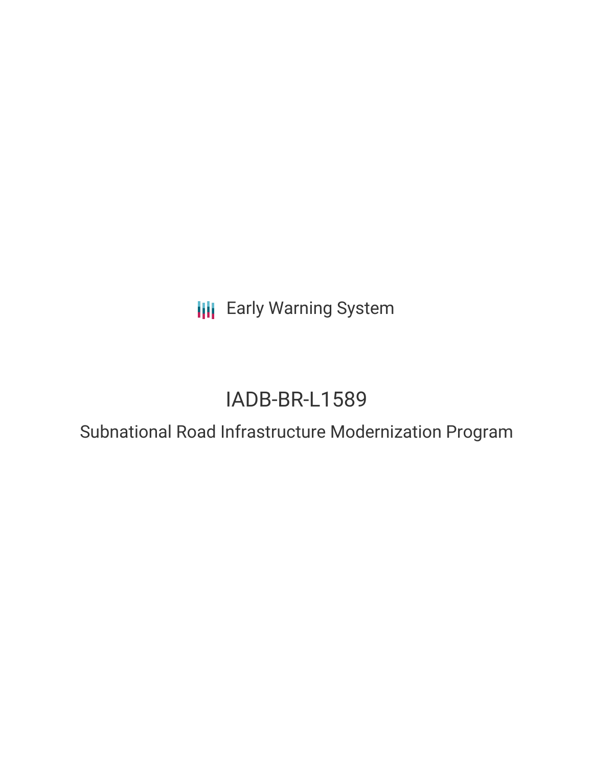Early Warning System

# IADB-BR-L1589

## Subnational Road Infrastructure Modernization Program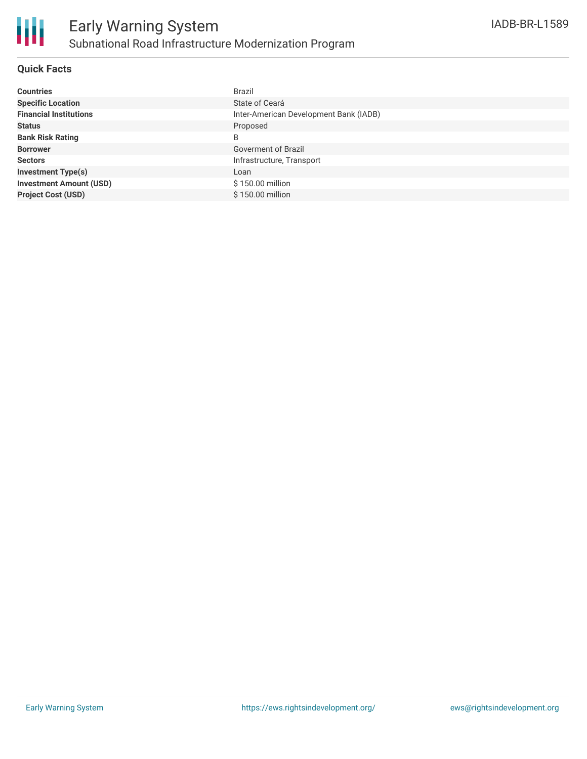# Early Warning System

## Subnational Road Infrastructure Modernization Program

IADB-BR-L1589

### Quick Facts

| | |
|---|---|
| **Countries** | Brazil |
| **Specific Location** | State of Ceará |
| **Financial Institutions** | Inter-American Development Bank (IADB) |
| **Status** | Proposed |
| **Bank Risk Rating** | B |
| **Borrower** | Goverment of Brazil |
| **Sectors** | Infrastructure, Transport |
| **Investment Type(s)** | Loan |
| **Investment Amount (USD)** | $ 150.00 million |
| **Project Cost (USD)** | $ 150.00 million |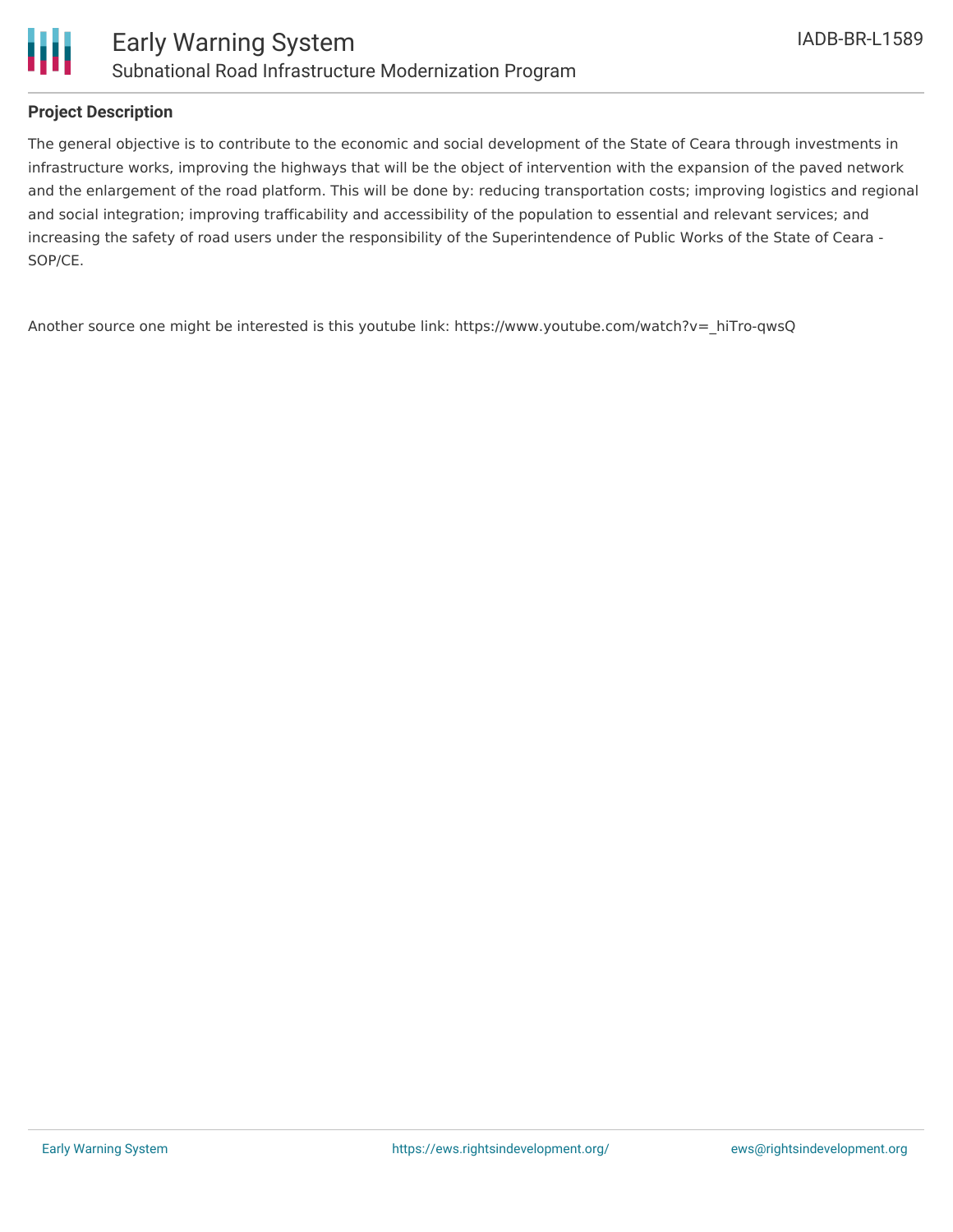**Project Description**

The general objective is to contribute to the economic and social development of the State of Ceara through investments in infrastructure works, improving the highways that will be the object of intervention with the expansion of the paved network and the enlargement of the road platform. This will be done by: reducing transportation costs; improving logistics and regional and social integration; improving trafficability and accessibility of the population to essential and relevant services; and increasing the safety of road users under the responsibility of the Superintendence of Public Works of the State of Ceara - SOP/CE.

Another source one might be interested is this youtube link: https://www.youtube.com/watch?v=_hiTro-qwsQ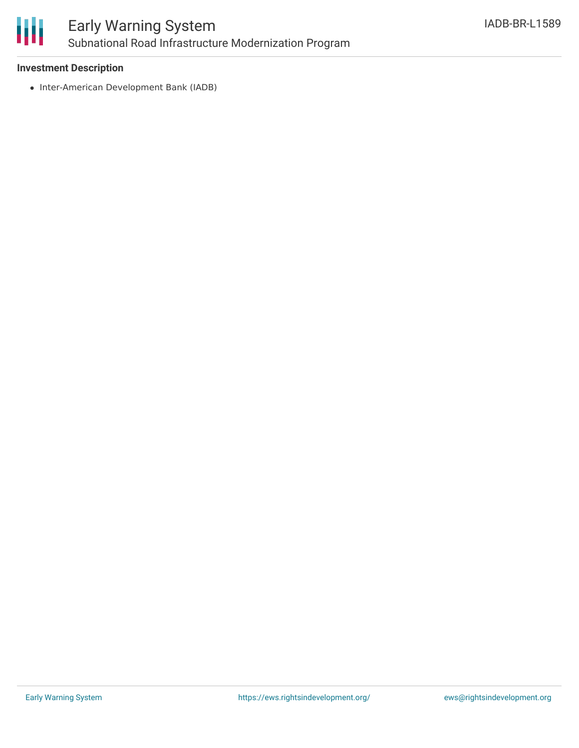**Investment Description**

- Inter-American Development Bank (IADB)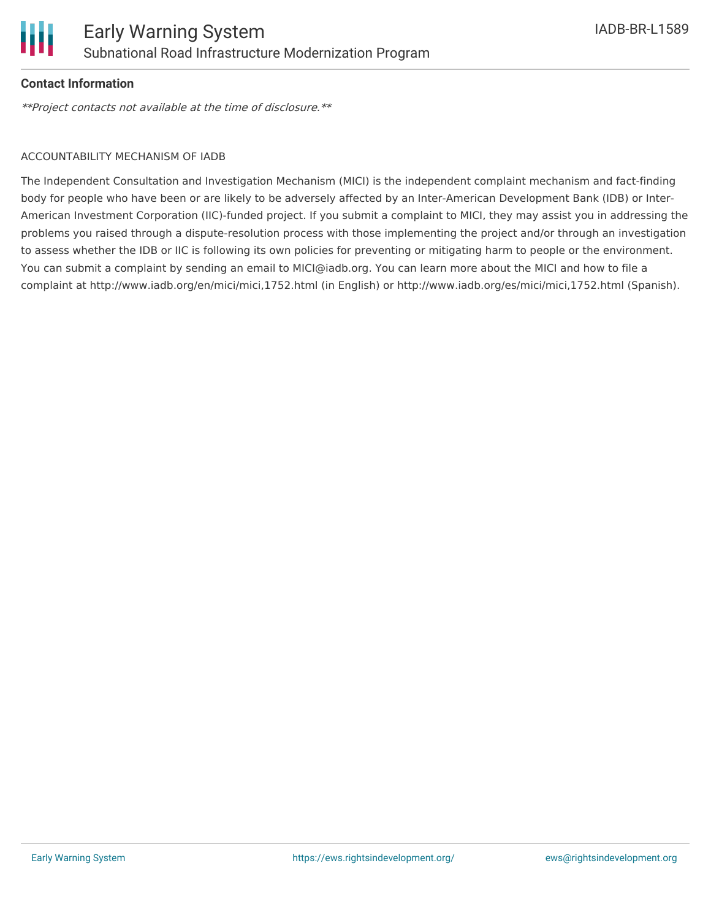**Contact Information**

*\*\*Project contacts not available at the time of disclosure.\*\**

ACCOUNTABILITY MECHANISM OF IADB

The Independent Consultation and Investigation Mechanism (MICI) is the independent complaint mechanism and fact-finding body for people who have been or are likely to be adversely affected by an Inter-American Development Bank (IDB) or Inter-American Investment Corporation (IIC)-funded project. If you submit a complaint to MICI, they may assist you in addressing the problems you raised through a dispute-resolution process with those implementing the project and/or through an investigation to assess whether the IDB or IIC is following its own policies for preventing or mitigating harm to people or the environment. You can submit a complaint by sending an email to MICI@iadb.org. You can learn more about the MICI and how to file a complaint at http://www.iadb.org/en/mici/mici,1752.html (in English) or http://www.iadb.org/es/mici/mici,1752.html (Spanish).